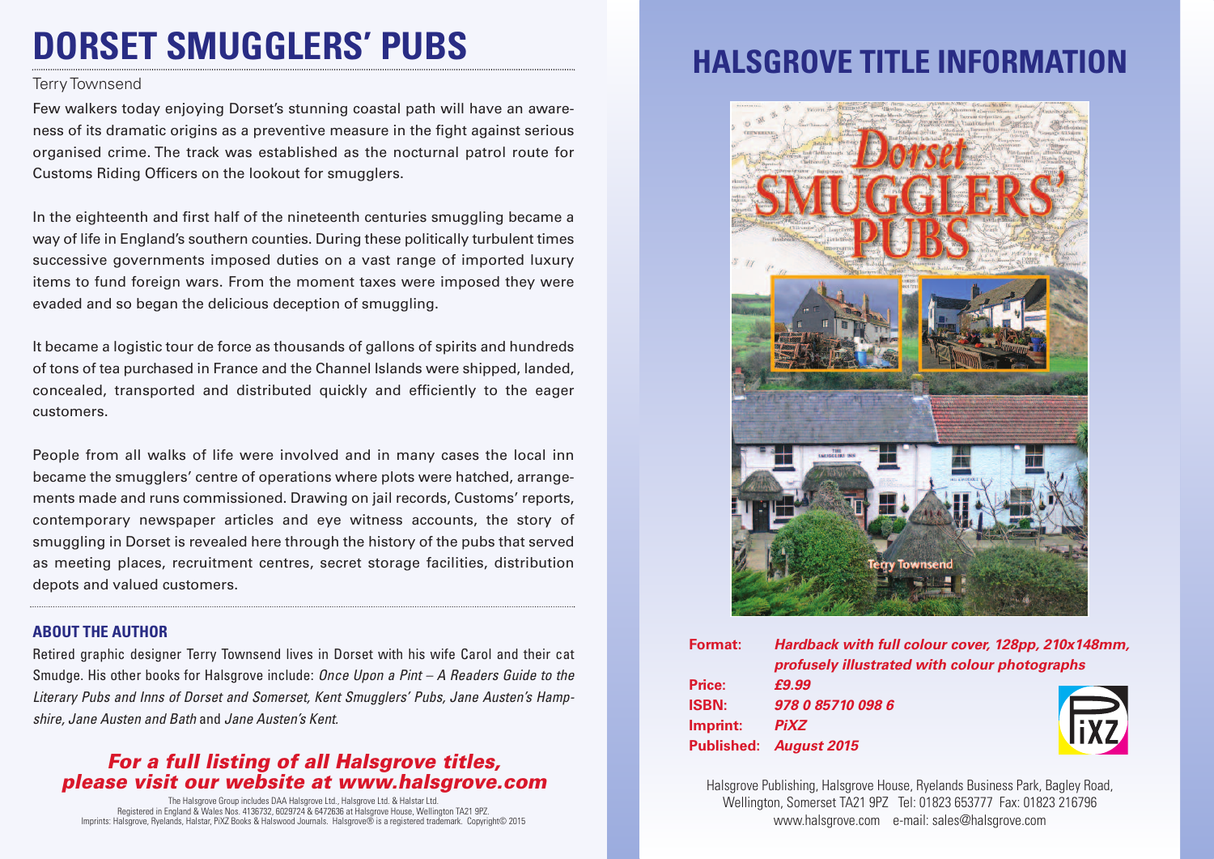# DORSET SMUGGLERS' PUBS

Terry Townsend

Few walkers today enjoying Dorset's stunning coastal path will have an awareness of its dramatic origins as a preventive measure in the fight against serious organised crime. The track was established as the nocturnal patrol route for Customs Riding Officers on the lookout for smugglers.

In the eighteenth and first half of the nineteenth centuries smuggling became a way of life in England's southern counties. During these politically turbulent times successive governments imposed duties on a vast range of imported luxury items to fund foreign wars. From the moment taxes were imposed they were evaded and so began the delicious deception of smuggling.

It became a logistic tour de force as thousands of gallons of spirits and hundreds of tons of tea purchased in France and the Channel Islands were shipped, landed, concealed, transported and distributed quickly and efficiently to the eager customers.

People from all walks of life were involved and in many cases the local inn became the smugglers' centre of operations where plots were hatched, arrangements made and runs commissioned. Drawing on jail records, Customs' reports, contemporary newspaper articles and eye witness accounts, the story of smuggling in Dorset is revealed here through the history of the pubs that served as meeting places, recruitment centres, secret storage facilities, distribution depots and valued customers.

### ABOUT THE AUTHOR

Retired graphic designer Terry Townsend lives in Dorset with his wife Carol and their cat Smudge. His other books for Halsgrove include: *Once Upon a Pint – A Readers Guide to the Literary Pubs and Inns of Dorset and Somerset, Kent Smugglers' Pubs, Jane Austen's Hampshire, Jane Austen and Bath* and *Jane Austen's Kent.*

***For a full listing of all Halsgrove titles, please visit our website at www.halsgrove.com***

The Halsgrove Group includes DAA Halsgrove Ltd., Halsgrove Ltd. & Halstar Ltd.
Registered in England & Wales Nos. 4136732, 6029724 & 6472636 at Halsgrove House, Wellington TA21 9PZ.
Imprints: Halsgrove, Ryelands, Halstar, PiXZ Books & Halswood Journals. Halsgrove® is a registered trademark. Copyright© 2015

## HALSGROVE TITLE INFORMATION

**Format:** ***Hardback with full colour cover, 128pp, 210x148mm, profusely illustrated with colour photographs***
**Price:** ***£9.99***
**ISBN:** ***978 0 85710 098 6***
**Imprint:** ***PiXZ***
**Published:** ***August 2015***

Halsgrove Publishing, Halsgrove House, Ryelands Business Park, Bagley Road, Wellington, Somerset TA21 9PZ Tel: 01823 653777 Fax: 01823 216796
www.halsgrove.com e-mail: sales@halsgrove.com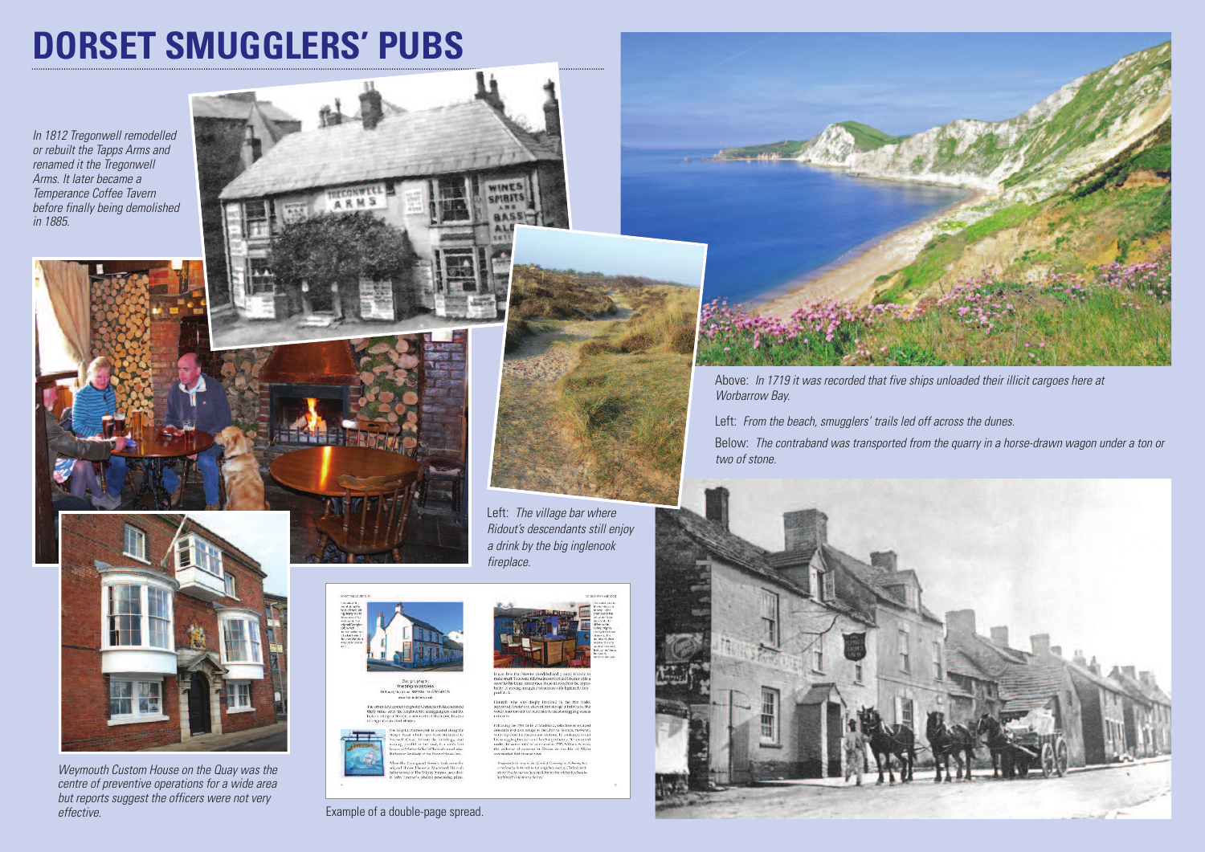# DORSET SMUGGLERS' PUBS

*In 1812 Tregonwell remodelled or rebuilt the Tapps Arms and renamed it the Tregonwell Arms. It later became a Temperance Coffee Tavern before finally being demolished in 1885.*

Above: *In 1719 it was recorded that five ships unloaded their illicit cargoes here at Worbarrow Bay.*

Left: *From the beach, smugglers' trails led off across the dunes.*

Below: *The contraband was transported from the quarry in a horse-drawn wagon under a ton or two of stone.*

Left: *The village bar where Ridout's descendants still enjoy a drink by the big inglenook fireplace.*

*Weymouth Custom House on the Quay was the centre of preventive operations for a wide area but reports suggest the officers were not very effective.*

Example of a double-page spread.